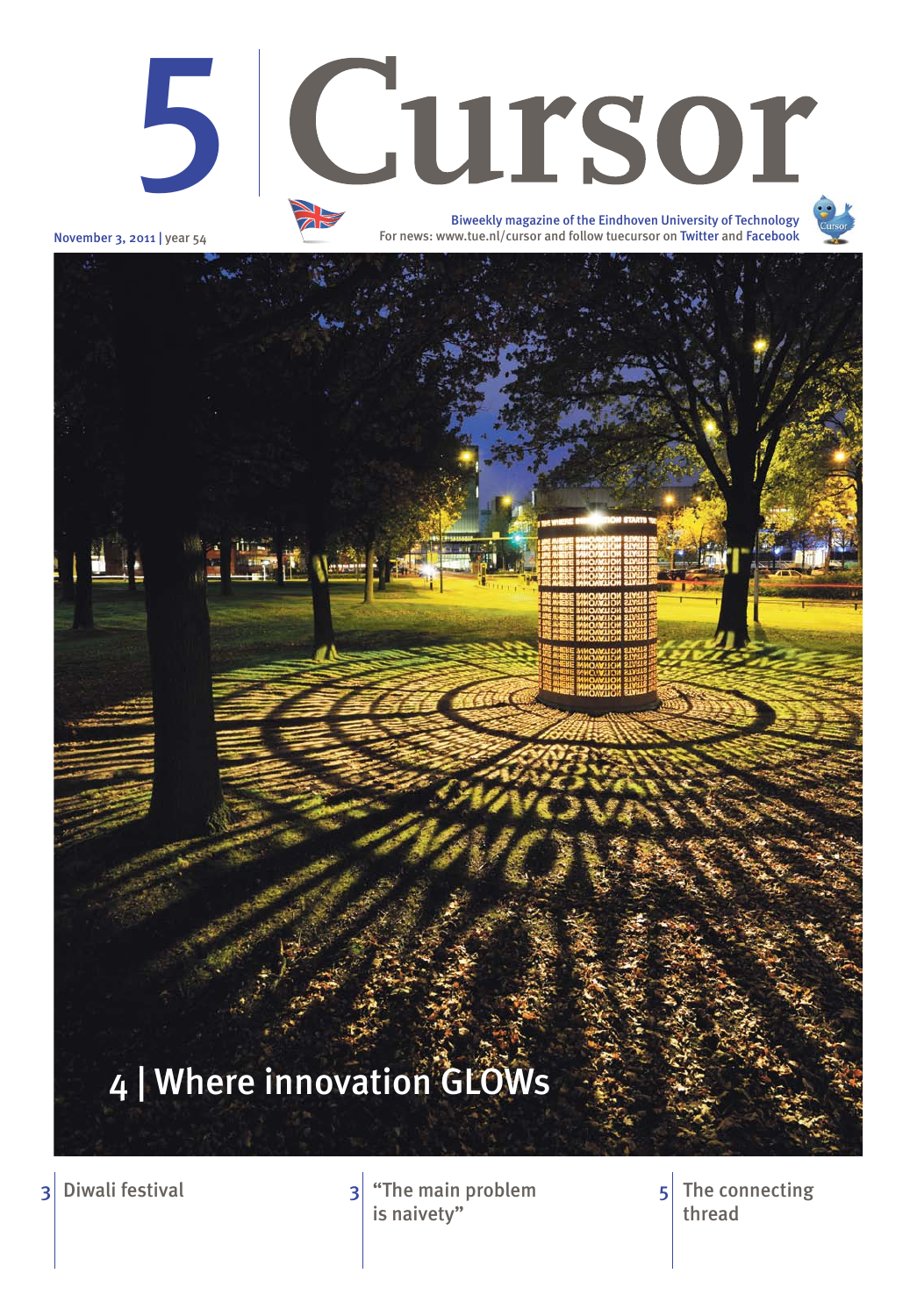# 5 Cursor

November 3, 2011 | year 54

Biweekly magazine of the Eindhoven University of Technology
For news: www.tue.nl/cursor and follow tuecursor on Twitter and Facebook

## 4 | Where innovation GLOWs

3 Diwali festival

3 "The main problem is naivety"

5 The connecting thread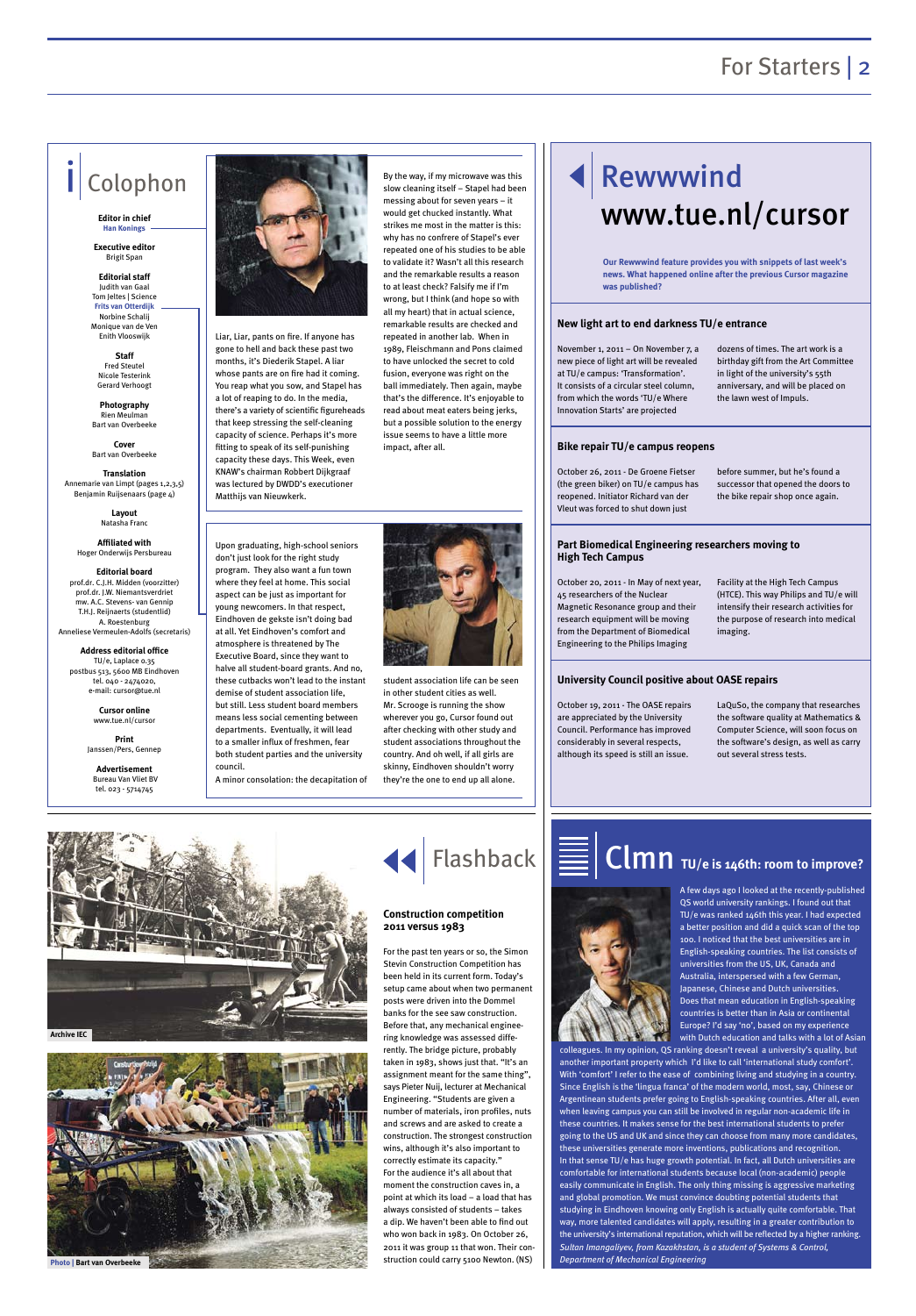# Colophon

**Editor in chief**
Han Konings

**Executive editor**
Brigit Span

**Editorial staff**
Judith van Gaal
Tom Jeltes | Science
Frits van Otterdijk
Norbine Schalij
Monique van de Ven
Enith Vlooswijk

**Staff**
Fred Steutel
Nicole Testerink
Gerard Verhoogt

**Photography**
Rien Meulman
Bart van Overbeeke

**Cover**
Bart van Overbeeke

**Translation**
Annemarie van Limpt (pages 1,2,3,5)
Benjamin Ruijsenaars (page 4)

**Layout**
Natasha Franc

**Affiliated with**
Hoger Onderwijs Persbureau

**Editorial board**
prof.dr. C.J.H. Midden (voorzitter)
prof.dr. J.W. Niemantsverdriet
mw. A.C. Stevens- van Gennip
T.H.J. Reijnaerts (studentlid)
A. Roestenburg
Anneliese Vermeulen-Adolfs (secretaris)

**Address editorial office**
TU/e, Laplace 0.35
postbus 513, 5600 MB Eindhoven
tel. 040 - 2474020,
e-mail: cursor@tue.nl

**Cursor online**
www.tue.nl/cursor

**Print**
Janssen/Pers, Gennep

**Advertisement**
Bureau Van Vliet BV
tel. 023 - 5714745

Liar, Liar, pants on fire. If anyone has gone to hell and back these past two months, it's Diederik Stapel. A liar whose pants are on fire had it coming. You reap what you sow, and Stapel has a lot of reaping to do. In the media, there's a variety of scientific figureheads that keep stressing the self-cleaning capacity of science. Perhaps it's more fitting to speak of its self-punishing capacity these days. This Week, even KNAW's chairman Robbert Dijkgraaf was lectured by DWDD's executioner Matthijs van Nieuwkerk.

By the way, if my microwave was this slow cleaning itself – Stapel had been messing about for seven years – it would get chucked instantly. What strikes me most in the matter is this: why has no confrere of Stapel's ever repeated one of his studies to be able to validate it? Wasn't all this research and the remarkable results a reason to at least check? Falsify me if I'm wrong, but I think (and hope so with all my heart) that in actual science, remarkable results are checked and repeated in another lab. When in 1989, Fleischmann and Pons claimed to have unlocked the secret to cold fusion, everyone was right on the ball immediately. Then again, maybe that's the difference. It's enjoyable to read about meat eaters being jerks, but a possible solution to the energy issue seems to have a little more impact, after all.

Upon graduating, high-school seniors don't just look for the right study program. They also want a fun town where they feel at home. This social aspect can be just as important for young newcomers. In that respect, Eindhoven de gekste isn't doing bad at all. Yet Eindhoven's comfort and atmosphere is threatened by The Executive Board, since they want to halve all student-board grants. And no, these cutbacks won't lead to the instant demise of student association life, but still. Less student board members means less social cementing between departments. Eventually, it will lead to a smaller influx of freshmen, fear both student parties and the university council.

A minor consolation: the decapitation of student association life can be seen in other student cities as well. Mr. Scrooge is running the show wherever you go, Cursor found out after checking with other study and student associations throughout the country. And oh well, if all girls are skinny, Eindhoven shouldn't worry they're the one to end up all alone.

# Rewwwind www.tue.nl/cursor

**Our Rewwwind feature provides you with snippets of last week's news. What happened online after the previous Cursor magazine was published?**

### New light art to end darkness TU/e entrance

November 1, 2011 – On November 7, a new piece of light art will be revealed at TU/e campus: 'Transformation'. It consists of a circular steel column, from which the words 'TU/e Where Innovation Starts' are projected dozens of times. The art work is a birthday gift from the Art Committee in light of the university's 55th anniversary, and will be placed on the lawn west of Impuls.

### Bike repair TU/e campus reopens

October 26, 2011 - De Groene Fietser (the green biker) on TU/e campus has reopened. Initiator Richard van der Vleut was forced to shut down just before summer, but he's found a successor that opened the doors to the bike repair shop once again.

### Part Biomedical Engineering researchers moving to High Tech Campus

October 20, 2011 - In May of next year, 45 researchers of the Nuclear Magnetic Resonance group and their research equipment will be moving from the Department of Biomedical Engineering to the Philips Imaging Facility at the High Tech Campus (HTCE). This way Philips and TU/e will intensify their research activities for the purpose of research into medical imaging.

### University Council positive about OASE repairs

October 19, 2011 - The OASE repairs are appreciated by the University Council. Performance has improved considerably in several respects, although its speed is still an issue. LaQuSo, the company that researches the software quality at Mathematics & Computer Science, will soon focus on the software's design, as well as carry out several stress tests.

Archive IEC

Photo | Bart van Overbeeke

# Flashback

### Construction competition 2011 versus 1983

For the past ten years or so, the Simon Stevin Construction Competition has been held in its current form. Today's setup came about when two permanent posts were driven into the Dommel banks for the see saw construction. Before that, any mechanical engineering knowledge was assessed differently. The bridge picture, probably taken in 1983, shows just that. "It's an assignment meant for the same thing", says Pieter Nuij, lecturer at Mechanical Engineering. "Students are given a number of materials, iron profiles, nuts and screws and are asked to create a construction. The strongest construction wins, although it's also important to correctly estimate its capacity." For the audience it's all about that moment the construction caves in, a point at which its load – a load that has always consisted of students – takes a dip. We haven't been able to find out who won back in 1983. On October 26, 2011 it was group 11 that won. Their construction could carry 5100 Newton. (NS)

# Clmn TU/e is 146th: room to improve?

A few days ago I looked at the recently-published QS world university rankings. I found out that TU/e was ranked 146th this year. I had expected a better position and did a quick scan of the top 100. I noticed that the best universities are in English-speaking countries. The list consists of universities from the US, UK, Canada and Australia, interspersed with a few German, Japanese, Chinese and Dutch universities. Does that mean education in English-speaking countries is better than in Asia or continental Europe? I'd say 'no', based on my experience with Dutch education and talks with a lot of Asian colleagues. In my opinion, QS ranking doesn't reveal a university's quality, but another important property which I'd like to call 'international study comfort'. With 'comfort' I refer to the ease of combining living and studying in a country. Since English is the 'lingua franca' of the modern world, most, say, Chinese or Argentinean students prefer going to English-speaking countries. After all, even when leaving campus you can still be involved in regular non-academic life in these countries. It makes sense for the best international students to prefer going to the US and UK and since they can choose from many more candidates, these universities generate more inventions, publications and recognition.
In that sense TU/e has huge growth potential. In fact, all Dutch universities are comfortable for international students because local (non-academic) people easily communicate in English. The only thing missing is aggressive marketing and global promotion. We must convince doubting potential students that studying in Eindhoven knowing only English is actually quite comfortable. That way, more talented candidates will apply, resulting in a greater contribution to the university's international reputation, which will be reflected by a higher ranking.

*Sultan Imangaliyev, from Kazakhstan, is a student of Systems & Control, Department of Mechanical Engineering*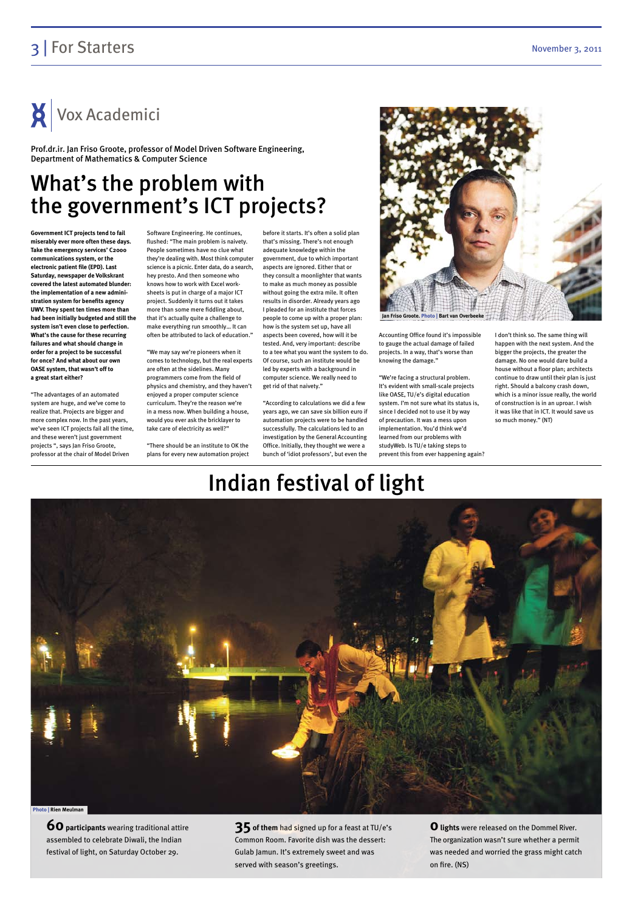# Vox Academici

Prof.dr.ir. Jan Friso Groote, professor of Model Driven Software Engineering, Department of Mathematics & Computer Science

## What's the problem with the government's ICT projects?

**Government ICT projects tend to fail miserably ever more often these days. Take the emergency services' C2000 communications system, or the electronic patient file (EPD). Last Saturday, newspaper de Volkskrant covered the latest automated blunder: the implementation of a new administration system for benefits agency UWV. They spent ten times more than had been initially budgeted and still the system isn't even close to perfection. What's the cause for these recurring failures and what should change in order for a project to be successful for once? And what about our own OASE system, that wasn't off to a great start either?**

"The advantages of an automated system are huge, and we've come to realize that. Projects are bigger and more complex now. In the past years, we've seen ICT projects fail all the time, and these weren't just government projects ", says Jan Friso Groote, professor at the chair of Model Driven Software Engineering. He continues, flushed: "The main problem is naivety. People sometimes have no clue what they're dealing with. Most think computer science is a picnic. Enter data, do a search, hey presto. And then someone who knows how to work with Excel worksheets is put in charge of a major ICT project. Suddenly it turns out it takes more than some mere fiddling about, that it's actually quite a challenge to make everything run smoothly... It can often be attributed to lack of education."

"We may say we're pioneers when it comes to technology, but the real experts are often at the sidelines. Many programmers come from the field of physics and chemistry, and they haven't enjoyed a proper computer science curriculum. They're the reason we're in a mess now. When building a house, would you ever ask the bricklayer to take care of electricity as well?"

"There should be an institute to OK the plans for every new automation project before it starts. It's often a solid plan that's missing. There's not enough adequate knowledge within the government, due to which important aspects are ignored. Either that or they consult a moonlighter that wants to make as much money as possible without going the extra mile. It often results in disorder. Already years ago I pleaded for an institute that forces people to come up with a proper plan: how is the system set up, have all aspects been covered, how will it be tested. And, very important: describe to a tee what you want the system to do. Of course, such an institute would be led by experts with a background in computer science. We really need to get rid of that naivety."

"According to calculations we did a few years ago, we can save six billion euro if automation projects were to be handled successfully. The calculations led to an investigation by the General Accounting Office. Initially, they thought we were a bunch of 'idiot professors', but even the Accounting Office found it's impossible to gauge the actual damage of failed projects. In a way, that's worse than knowing the damage."

Jan Friso Groote. Photo | Bart van Overbeeke

"We're facing a structural problem. It's evident with small-scale projects like OASE, TU/e's digital education system. I'm not sure what its status is, since I decided not to use it by way of precaution. It was a mess upon implementation. You'd think we'd learned from our problems with studyWeb. Is TU/e taking steps to prevent this from ever happening again? I don't think so. The same thing will happen with the next system. And the bigger the projects, the greater the damage. No one would dare build a house without a floor plan; architects continue to draw until their plan is just right. Should a balcony crash down, which is a minor issue really, the world of construction is in an uproar. I wish it was like that in ICT. It would save us so much money." (NT)

# Indian festival of light

Photo | Rien Meulman

**60 participants** wearing traditional attire assembled to celebrate Diwali, the Indian festival of light, on Saturday October 29.

**35 of them** had signed up for a feast at TU/e's Common Room. Favorite dish was the dessert: Gulab Jamun. It's extremely sweet and was served with season's greetings.

**0 lights** were released on the Dommel River. The organization wasn't sure whether a permit was needed and worried the grass might catch on fire. (NS)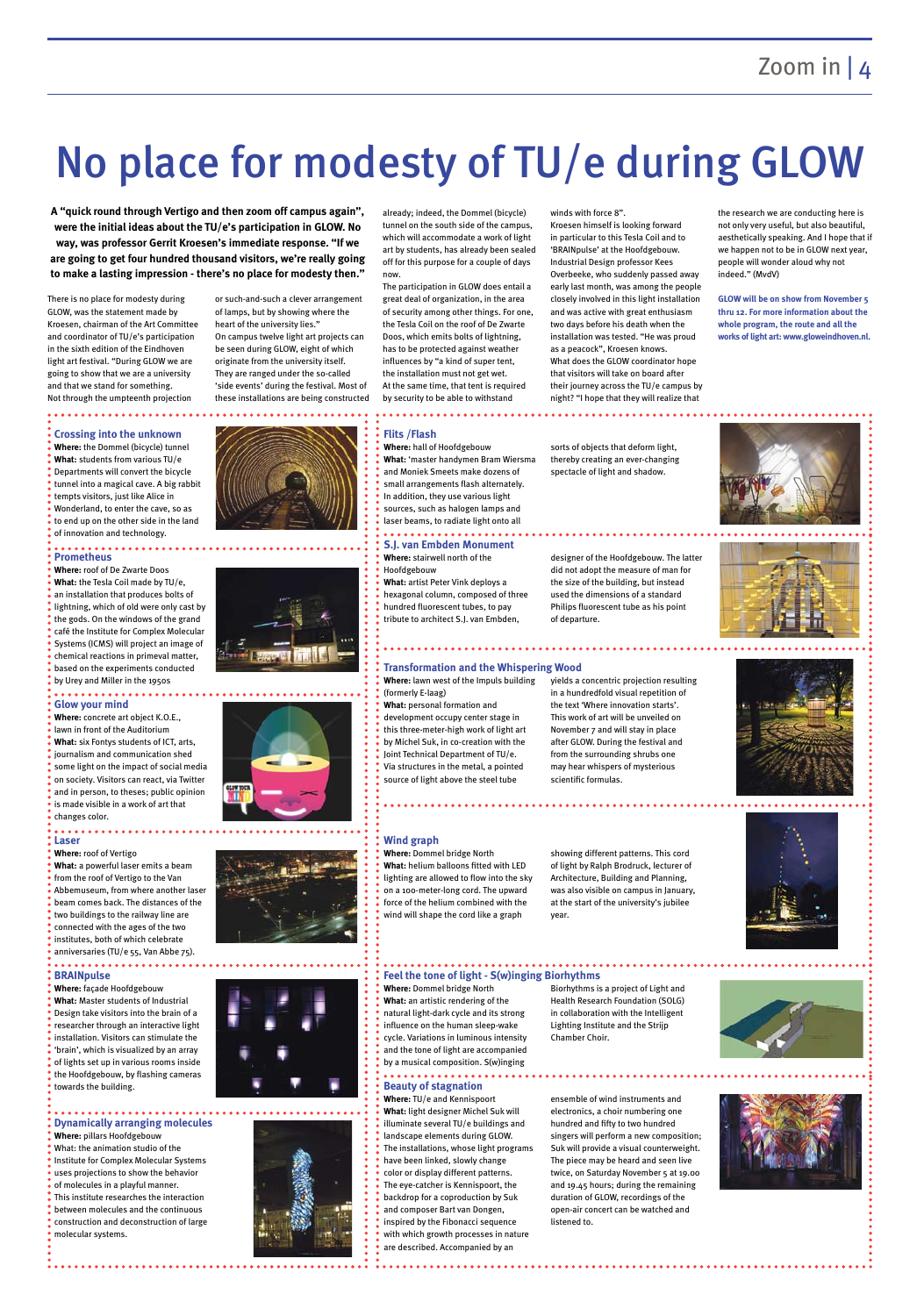# No place for modesty of TU/e during GLOW

**A "quick round through Vertigo and then zoom off campus again", were the initial ideas about the TU/e's participation in GLOW. No way, was professor Gerrit Kroesen's immediate response. "If we are going to get four hundred thousand visitors, we're really going to make a lasting impression - there's no place for modesty then."**

There is no place for modesty during GLOW, was the statement made by Kroesen, chairman of the Art Committee and coordinator of TU/e's participation in the sixth edition of the Eindhoven light art festival. "During GLOW we are going to show that we are a university and that we stand for something. Not through the umpteenth projection or such-and-such a clever arrangement of lamps, but by showing where the heart of the university lies."

On campus twelve light art projects can be seen during GLOW, eight of which originate from the university itself. They are ranged under the so-called 'side events' during the festival. Most of these installations are being constructed already; indeed, the Dommel (bicycle) tunnel on the south side of the campus, which will accommodate a work of light art by students, has already been sealed off for this purpose for a couple of days now.

The participation in GLOW does entail a great deal of organization, in the area of security among other things. For one, the Tesla Coil on the roof of De Zwarte Doos, which emits bolts of lightning, has to be protected against weather influences by "a kind of super tent, the installation must not get wet. At the same time, that tent is required by security to be able to withstand winds with force 8".

Kroesen himself is looking forward in particular to this Tesla Coil and to 'BRAINpulse' at the Hoofdgebouw. Industrial Design professor Kees Overbeeke, who suddenly passed away early last month, was among the people closely involved in this light installation and was active with great enthusiasm two days before his death when the installation was tested. "He was proud as a peacock", Kroesen knows.

What does the GLOW coordinator hope that visitors will take on board after their journey across the TU/e campus by night? "I hope that they will realize that the research we are conducting here is not only very useful, but also beautiful, aesthetically speaking. And I hope that if we happen not to be in GLOW next year, people will wonder aloud why not indeed." (MvdV)

**GLOW will be on show from November 5 thru 12. For more information about the whole program, the route and all the works of light art: www.gloweindhoven.nl.**

## Crossing into the unknown

**Where:** the Dommel (bicycle) tunnel
**What:** students from various TU/e Departments will convert the bicycle tunnel into a magical cave. A big rabbit tempts visitors, just like Alice in Wonderland, to enter the cave, so as to end up on the other side in the land of innovation and technology.

## Prometheus

**Where:** roof of De Zwarte Doos
**What:** the Tesla Coil made by TU/e, an installation that produces bolts of lightning, which of old were only cast by the gods. On the windows of the grand café the Institute for Complex Molecular Systems (ICMS) will project an image of chemical reactions in primeval matter, based on the experiments conducted by Urey and Miller in the 1950s

## Glow your mind

**Where:** concrete art object K.O.E., lawn in front of the Auditorium
**What:** six Fontys students of ICT, arts, journalism and communication shed some light on the impact of social media on society. Visitors can react, via Twitter and in person, to theses; public opinion is made visible in a work of art that changes color.

## Laser

**Where:** roof of Vertigo
**What:** a powerful laser emits a beam from the roof of Vertigo to the Van Abbemuseum, from where another laser beam comes back. The distances of the two buildings to the railway line are connected with the ages of the two institutes, both of which celebrate anniversaries (TU/e 55, Van Abbe 75).

## BRAINpulse

**Where:** façade Hoofdgebouw
**What:** Master students of Industrial Design take visitors into the brain of a researcher through an interactive light installation. Visitors can stimulate the 'brain', which is visualized by an array of lights set up in various rooms inside the Hoofdgebouw, by flashing cameras towards the building.

## Dynamically arranging molecules

**Where:** pillars Hoofdgebouw
What: the animation studio of the Institute for Complex Molecular Systems uses projections to show the behavior of molecules in a playful manner. This institute researches the interaction between molecules and the continuous construction and deconstruction of large molecular systems.

## Flits /Flash

**Where:** hall of Hoofdgebouw
**What:** 'master handymen Bram Wiersma and Moniek Smeets make dozens of small arrangements flash alternately. In addition, they use various light sources, such as halogen lamps and laser beams, to radiate light onto all sorts of objects that deform light, thereby creating an ever-changing spectacle of light and shadow.

## S.J. van Embden Monument

**Where:** stairwell north of the Hoofdgebouw
**What:** artist Peter Vink deploys a hexagonal column, composed of three hundred fluorescent tubes, to pay tribute to architect S.J. van Embden, designer of the Hoofdgebouw. The latter did not adopt the measure of man for the size of the building, but instead used the dimensions of a standard Philips fluorescent tube as his point of departure.

## Transformation and the Whispering Wood

**Where:** lawn west of the Impuls building (formerly E-laag)
**What:** personal formation and development occupy center stage in this three-meter-high work of light art by Michel Suk, in co-creation with the Joint Technical Department of TU/e. Via structures in the metal, a pointed source of light above the steel tube yields a concentric projection resulting in a hundredfold visual repetition of the text 'Where innovation starts'. This work of art will be unveiled on November 7 and will stay in place after GLOW. During the festival and from the surrounding shrubs one may hear whispers of mysterious scientific formulas.

## Wind graph

**Where:** Dommel bridge North
**What:** helium balloons fitted with LED lighting are allowed to flow into the sky on a 100-meter-long cord. The upward force of the helium combined with the wind will shape the cord like a graph showing different patterns. This cord of light by Ralph Brodruck, lecturer of Architecture, Building and Planning, was also visible on campus in January, at the start of the university's jubilee year.

## Feel the tone of light - S(w)inging Biorhythms

**Where:** Dommel bridge North
**What:** an artistic rendering of the natural light-dark cycle and its strong influence on the human sleep-wake cycle. Variations in luminous intensity and the tone of light are accompanied by a musical composition. S(w)inging Biorhythms is a project of Light and Health Research Foundation (SOLG) in collaboration with the Intelligent Lighting Institute and the Strijp Chamber Choir.

## Beauty of stagnation

**Where:** TU/e and Kennispoort
**What:** light designer Michel Suk will illuminate several TU/e buildings and landscape elements during GLOW. The installations, whose light programs have been linked, slowly change color or display different patterns. The eye-catcher is Kennispoort, the backdrop for a coproduction by Suk and composer Bart van Dongen, inspired by the Fibonacci sequence with which growth processes in nature are described. Accompanied by an ensemble of wind instruments and electronics, a choir numbering one hundred and fifty to two hundred singers will perform a new composition; Suk will provide a visual counterweight. The piece may be heard and seen live twice, on Saturday November 5 at 19.00 and 19.45 hours; during the remaining duration of GLOW, recordings of the open-air concert can be watched and listened to.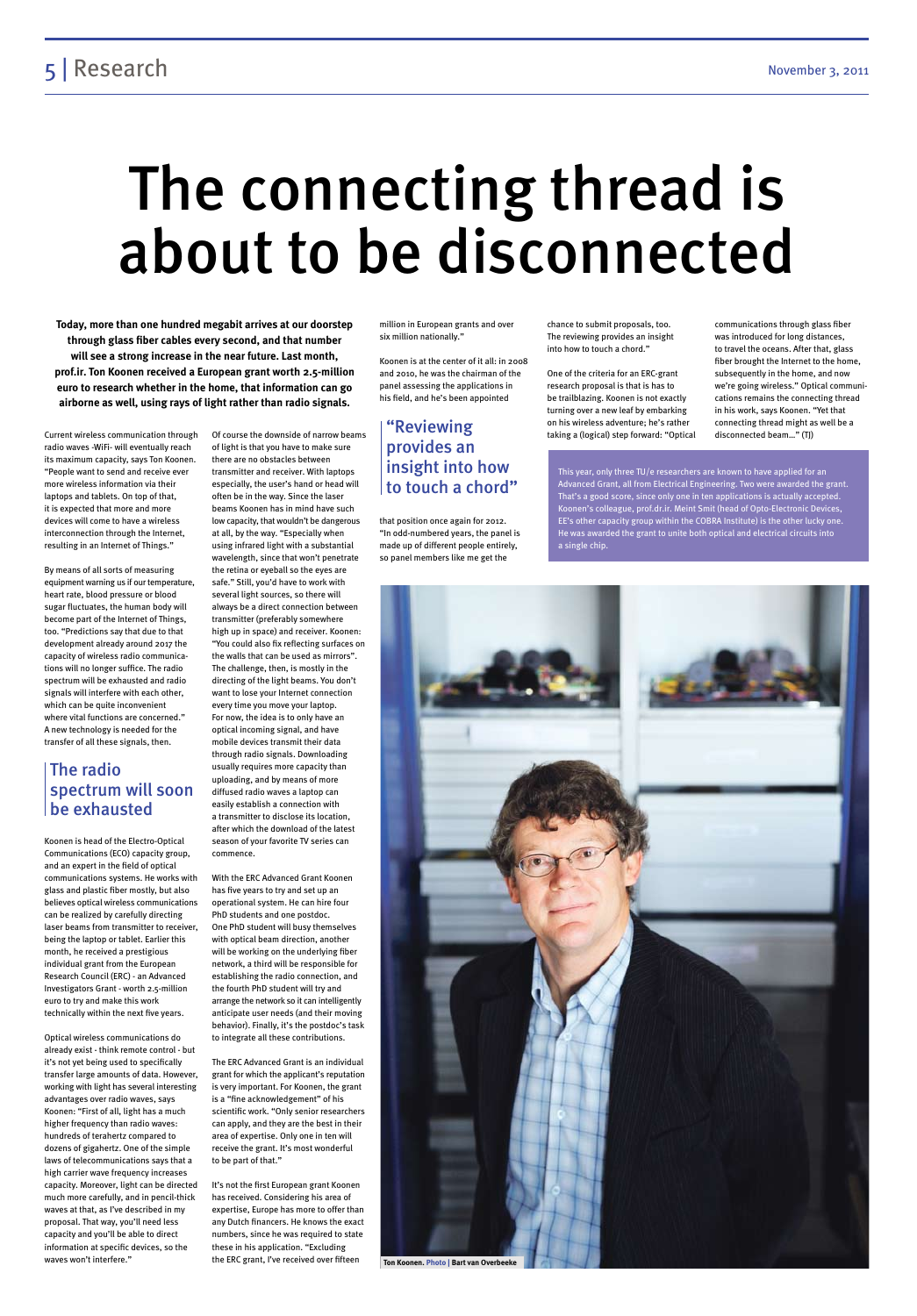# The connecting thread is about to be disconnected

**Today, more than one hundred megabit arrives at our doorstep through glass fiber cables every second, and that number will see a strong increase in the near future. Last month, prof.ir. Ton Koonen received a European grant worth 2.5-million euro to research whether in the home, that information can go airborne as well, using rays of light rather than radio signals.**

Current wireless communication through radio waves -WiFi- will eventually reach its maximum capacity, says Ton Koonen. "People want to send and receive ever more wireless information via their laptops and tablets. On top of that, it is expected that more and more devices will come to have a wireless interconnection through the Internet, resulting in an Internet of Things."

By means of all sorts of measuring equipment warning us if our temperature, heart rate, blood pressure or blood sugar fluctuates, the human body will become part of the Internet of Things, too. "Predictions say that due to that development already around 2017 the capacity of wireless radio communications will no longer suffice. The radio spectrum will be exhausted and radio signals will interfere with each other, which can be quite inconvenient where vital functions are concerned." A new technology is needed for the transfer of all these signals, then.

## The radio spectrum will soon be exhausted

Koonen is head of the Electro-Optical Communications (ECO) capacity group, and an expert in the field of optical communications systems. He works with glass and plastic fiber mostly, but also believes optical wireless communications can be realized by carefully directing laser beams from transmitter to receiver, being the laptop or tablet. Earlier this month, he received a prestigious individual grant from the European Research Council (ERC) - an Advanced Investigators Grant - worth 2.5-million euro to try and make this work technically within the next five years.

Optical wireless communications do already exist - think remote control - but it's not yet being used to specifically transfer large amounts of data. However, working with light has several interesting advantages over radio waves, says Koonen: "First of all, light has a much higher frequency than radio waves: hundreds of terahertz compared to dozens of gigahertz. One of the simple laws of telecommunications says that a high carrier wave frequency increases capacity. Moreover, light can be directed much more carefully, and in pencil-thick waves at that, as I've described in my proposal. That way, you'll need less capacity and you'll be able to direct information at specific devices, so the waves won't interfere."

Of course the downside of narrow beams of light is that you have to make sure there are no obstacles between transmitter and receiver. With laptops especially, the user's hand or head will often be in the way. Since the laser beams Koonen has in mind have such low capacity, that wouldn't be dangerous at all, by the way. "Especially when using infrared light with a substantial wavelength, since that won't penetrate the retina or eyeball so the eyes are safe." Still, you'd have to work with several light sources, so there will always be a direct connection between transmitter (preferably somewhere high up in space) and receiver. Koonen: "You could also fix reflecting surfaces on the walls that can be used as mirrors". The challenge, then, is mostly in the directing of the light beams. You don't want to lose your Internet connection every time you move your laptop. For now, the idea is to only have an optical incoming signal, and have mobile devices transmit their data through radio signals. Downloading usually requires more capacity than uploading, and by means of more diffused radio waves a laptop can easily establish a connection with a transmitter to disclose its location, after which the download of the latest season of your favorite TV series can commence.

With the ERC Advanced Grant Koonen has five years to try and set up an operational system. He can hire four PhD students and one postdoc. One PhD student will busy themselves with optical beam direction, another will be working on the underlying fiber network, a third will be responsible for establishing the radio connection, and the fourth PhD student will try and arrange the network so it can intelligently anticipate user needs (and their moving behavior). Finally, it's the postdoc's task to integrate all these contributions.

The ERC Advanced Grant is an individual grant for which the applicant's reputation is very important. For Koonen, the grant is a "fine acknowledgement" of his scientific work. "Only senior researchers can apply, and they are the best in their area of expertise. Only one in ten will receive the grant. It's most wonderful to be part of that."

It's not the first European grant Koonen has received. Considering his area of expertise, Europe has more to offer than any Dutch financers. He knows the exact numbers, since he was required to state these in his application. "Excluding the ERC grant, I've received over fifteen million in European grants and over six million nationally."

Koonen is at the center of it all: in 2008 and 2010, he was the chairman of the panel assessing the applications in his field, and he's been appointed

## "Reviewing provides an insight into how to touch a chord"

that position once again for 2012. "In odd-numbered years, the panel is made up of different people entirely, so panel members like me get the chance to submit proposals, too. The reviewing provides an insight into how to touch a chord."

One of the criteria for an ERC-grant research proposal is that is has to be trailblazing. Koonen is not exactly turning over a new leaf by embarking on his wireless adventure; he's rather taking a (logical) step forward: "Optical communications through glass fiber was introduced for long distances, to travel the oceans. After that, glass fiber brought the Internet to the home, subsequently in the home, and now we're going wireless." Optical communications remains the connecting thread in his work, says Koonen. "Yet that connecting thread might as well be a disconnected beam..." (TJ)

This year, only three TU/e researchers are known to have applied for an Advanced Grant, all from Electrical Engineering. Two were awarded the grant. That's a good score, since only one in ten applications is actually accepted. Koonen's colleague, prof.dr.ir. Meint Smit (head of Opto-Electronic Devices, EE's other capacity group within the COBRA Institute) is the other lucky one. He was awarded the grant to unite both optical and electrical circuits into a single chip.

Ton Koonen. Photo | Bart van Overbeeke